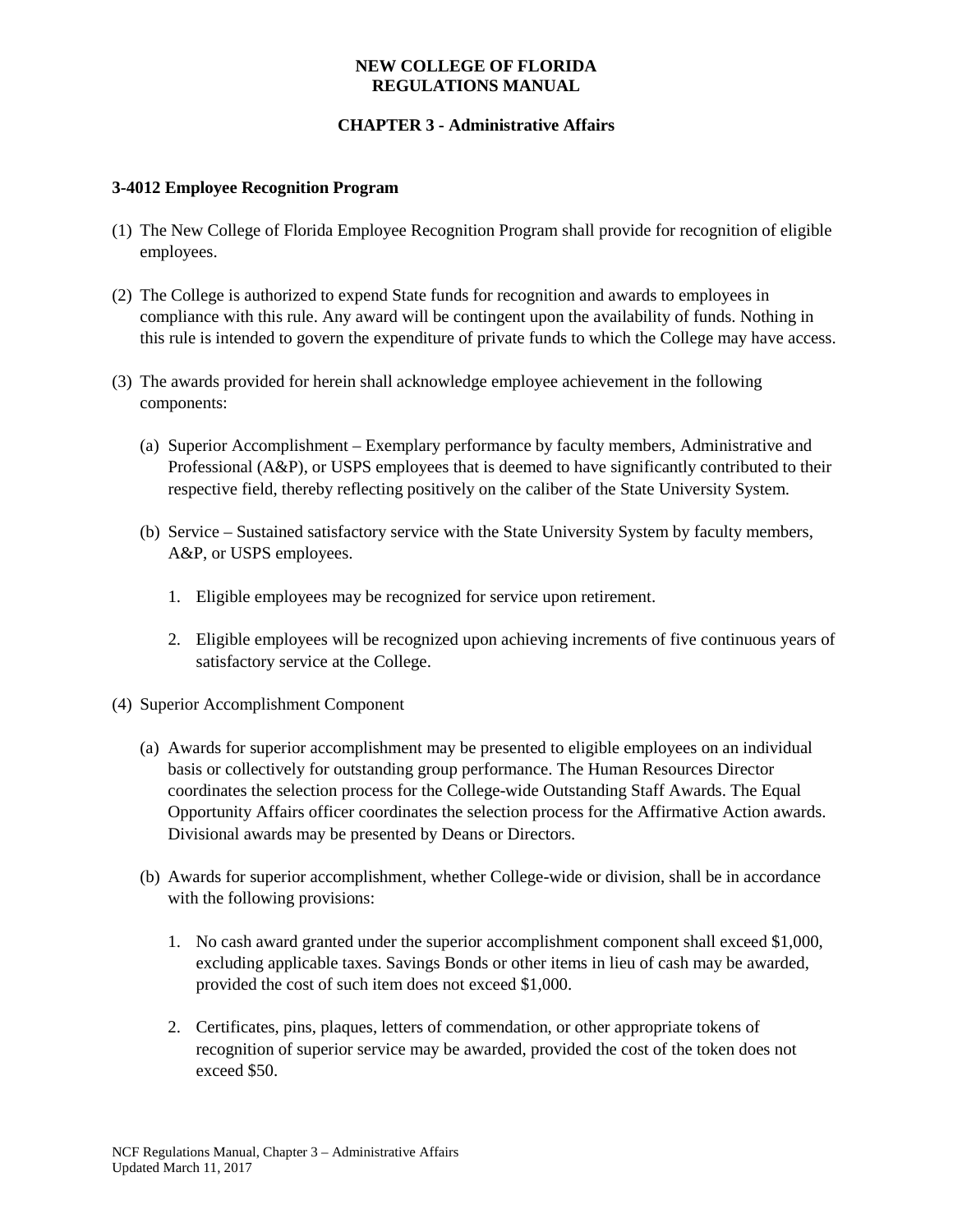**NEW COLLEGE OF FLORIDA**
**REGULATIONS MANUAL**

**CHAPTER 3 - Administrative Affairs**

### 3-4012 Employee Recognition Program

(1) The New College of Florida Employee Recognition Program shall provide for recognition of eligible employees.

(2) The College is authorized to expend State funds for recognition and awards to employees in compliance with this rule. Any award will be contingent upon the availability of funds. Nothing in this rule is intended to govern the expenditure of private funds to which the College may have access.

(3) The awards provided for herein shall acknowledge employee achievement in the following components:

  (a) Superior Accomplishment – Exemplary performance by faculty members, Administrative and Professional (A&P), or USPS employees that is deemed to have significantly contributed to their respective field, thereby reflecting positively on the caliber of the State University System.

  (b) Service – Sustained satisfactory service with the State University System by faculty members, A&P, or USPS employees.

    1. Eligible employees may be recognized for service upon retirement.

    2. Eligible employees will be recognized upon achieving increments of five continuous years of satisfactory service at the College.

(4) Superior Accomplishment Component

  (a) Awards for superior accomplishment may be presented to eligible employees on an individual basis or collectively for outstanding group performance. The Human Resources Director coordinates the selection process for the College-wide Outstanding Staff Awards. The Equal Opportunity Affairs officer coordinates the selection process for the Affirmative Action awards. Divisional awards may be presented by Deans or Directors.

  (b) Awards for superior accomplishment, whether College-wide or division, shall be in accordance with the following provisions:

    1. No cash award granted under the superior accomplishment component shall exceed $1,000, excluding applicable taxes. Savings Bonds or other items in lieu of cash may be awarded, provided the cost of such item does not exceed $1,000.

    2. Certificates, pins, plaques, letters of commendation, or other appropriate tokens of recognition of superior service may be awarded, provided the cost of the token does not exceed $50.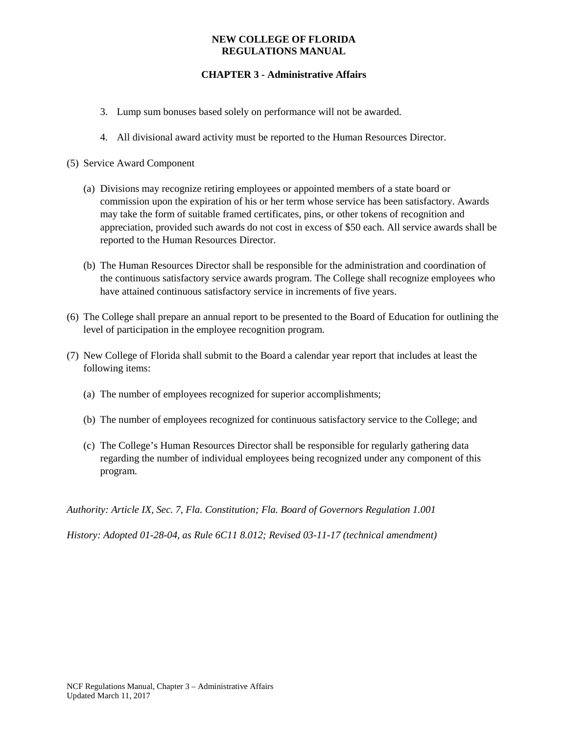**NEW COLLEGE OF FLORIDA**
**REGULATIONS MANUAL**

**CHAPTER 3 - Administrative Affairs**

3. Lump sum bonuses based solely on performance will not be awarded.

4. All divisional award activity must be reported to the Human Resources Director.

(5) Service Award Component

(a) Divisions may recognize retiring employees or appointed members of a state board or commission upon the expiration of his or her term whose service has been satisfactory. Awards may take the form of suitable framed certificates, pins, or other tokens of recognition and appreciation, provided such awards do not cost in excess of $50 each. All service awards shall be reported to the Human Resources Director.

(b) The Human Resources Director shall be responsible for the administration and coordination of the continuous satisfactory service awards program. The College shall recognize employees who have attained continuous satisfactory service in increments of five years.

(6) The College shall prepare an annual report to be presented to the Board of Education for outlining the level of participation in the employee recognition program.

(7) New College of Florida shall submit to the Board a calendar year report that includes at least the following items:

(a) The number of employees recognized for superior accomplishments;

(b) The number of employees recognized for continuous satisfactory service to the College; and

(c) The College's Human Resources Director shall be responsible for regularly gathering data regarding the number of individual employees being recognized under any component of this program.

*Authority: Article IX, Sec. 7, Fla. Constitution; Fla. Board of Governors Regulation 1.001*

*History: Adopted 01-28-04, as Rule 6C11 8.012; Revised 03-11-17 (technical amendment)*